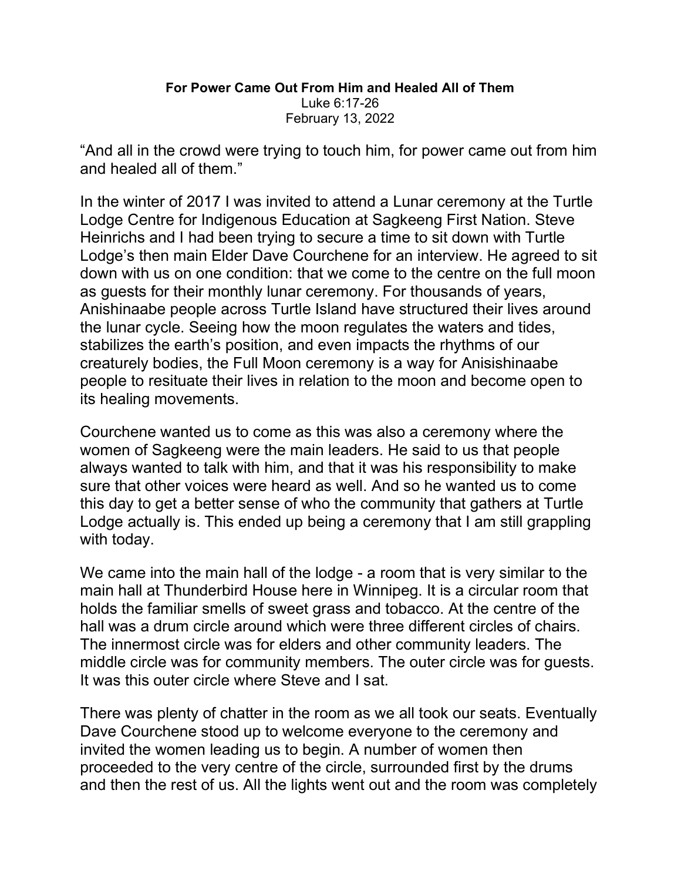**For Power Came Out From Him and Healed All of Them**

Luke 6:17-26

February 13, 2022

“And all in the crowd were trying to touch him, for power came out from him and healed all of them.”

In the winter of 2017 I was invited to attend a Lunar ceremony at the Turtle Lodge Centre for Indigenous Education at Sagkeeng First Nation. Steve Heinrichs and I had been trying to secure a time to sit down with Turtle Lodge’s then main Elder Dave Courchene for an interview. He agreed to sit down with us on one condition: that we come to the centre on the full moon as guests for their monthly lunar ceremony. For thousands of years, Anishinaabe people across Turtle Island have structured their lives around the lunar cycle. Seeing how the moon regulates the waters and tides, stabilizes the earth’s position, and even impacts the rhythms of our creaturely bodies, the Full Moon ceremony is a way for Anisishinaabe people to resituate their lives in relation to the moon and become open to its healing movements.

Courchene wanted us to come as this was also a ceremony where the women of Sagkeeng were the main leaders. He said to us that people always wanted to talk with him, and that it was his responsibility to make sure that other voices were heard as well. And so he wanted us to come this day to get a better sense of who the community that gathers at Turtle Lodge actually is. This ended up being a ceremony that I am still grappling with today.

We came into the main hall of the lodge - a room that is very similar to the main hall at Thunderbird House here in Winnipeg. It is a circular room that holds the familiar smells of sweet grass and tobacco. At the centre of the hall was a drum circle around which were three different circles of chairs. The innermost circle was for elders and other community leaders. The middle circle was for community members. The outer circle was for guests. It was this outer circle where Steve and I sat.

There was plenty of chatter in the room as we all took our seats. Eventually Dave Courchene stood up to welcome everyone to the ceremony and invited the women leading us to begin. A number of women then proceeded to the very centre of the circle, surrounded first by the drums and then the rest of us. All the lights went out and the room was completely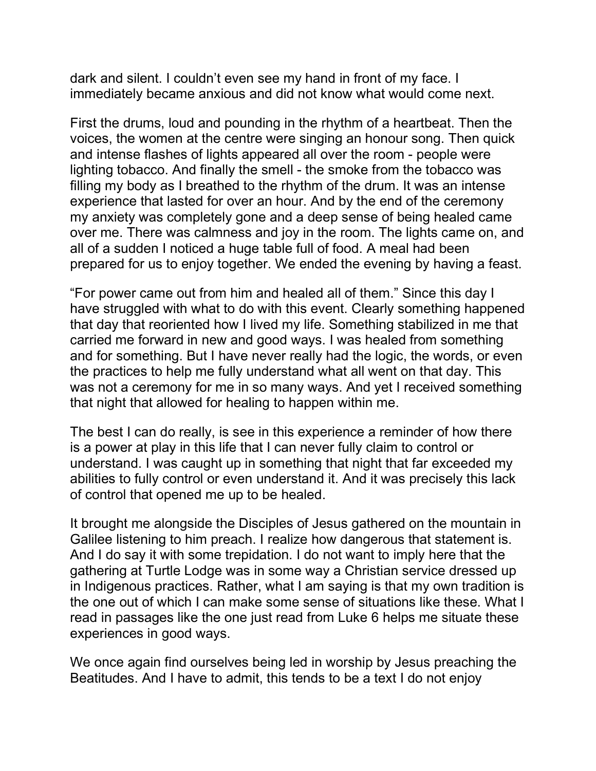dark and silent. I couldn’t even see my hand in front of my face. I immediately became anxious and did not know what would come next.

First the drums, loud and pounding in the rhythm of a heartbeat. Then the voices, the women at the centre were singing an honour song. Then quick and intense flashes of lights appeared all over the room - people were lighting tobacco. And finally the smell - the smoke from the tobacco was filling my body as I breathed to the rhythm of the drum. It was an intense experience that lasted for over an hour. And by the end of the ceremony my anxiety was completely gone and a deep sense of being healed came over me. There was calmness and joy in the room. The lights came on, and all of a sudden I noticed a huge table full of food. A meal had been prepared for us to enjoy together. We ended the evening by having a feast.

“For power came out from him and healed all of them.” Since this day I have struggled with what to do with this event. Clearly something happened that day that reoriented how I lived my life. Something stabilized in me that carried me forward in new and good ways. I was healed from something and for something. But I have never really had the logic, the words, or even the practices to help me fully understand what all went on that day. This was not a ceremony for me in so many ways. And yet I received something that night that allowed for healing to happen within me.

The best I can do really, is see in this experience a reminder of how there is a power at play in this life that I can never fully claim to control or understand. I was caught up in something that night that far exceeded my abilities to fully control or even understand it. And it was precisely this lack of control that opened me up to be healed.

It brought me alongside the Disciples of Jesus gathered on the mountain in Galilee listening to him preach. I realize how dangerous that statement is. And I do say it with some trepidation. I do not want to imply here that the gathering at Turtle Lodge was in some way a Christian service dressed up in Indigenous practices. Rather, what I am saying is that my own tradition is the one out of which I can make some sense of situations like these. What I read in passages like the one just read from Luke 6 helps me situate these experiences in good ways.

We once again find ourselves being led in worship by Jesus preaching the Beatitudes. And I have to admit, this tends to be a text I do not enjoy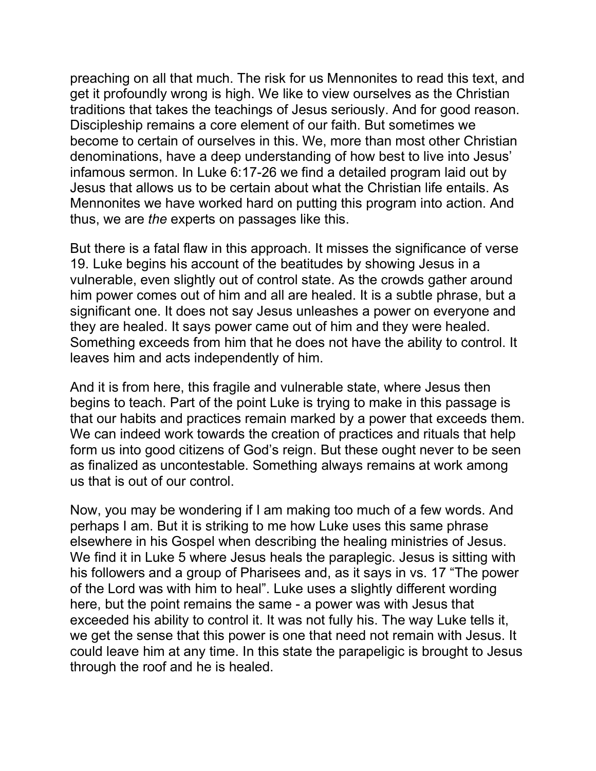preaching on all that much. The risk for us Mennonites to read this text, and get it profoundly wrong is high. We like to view ourselves as the Christian traditions that takes the teachings of Jesus seriously. And for good reason. Discipleship remains a core element of our faith. But sometimes we become to certain of ourselves in this. We, more than most other Christian denominations, have a deep understanding of how best to live into Jesus' infamous sermon. In Luke 6:17-26 we find a detailed program laid out by Jesus that allows us to be certain about what the Christian life entails. As Mennonites we have worked hard on putting this program into action. And thus, we are *the* experts on passages like this.

But there is a fatal flaw in this approach. It misses the significance of verse 19. Luke begins his account of the beatitudes by showing Jesus in a vulnerable, even slightly out of control state. As the crowds gather around him power comes out of him and all are healed. It is a subtle phrase, but a significant one. It does not say Jesus unleashes a power on everyone and they are healed. It says power came out of him and they were healed. Something exceeds from him that he does not have the ability to control. It leaves him and acts independently of him.

And it is from here, this fragile and vulnerable state, where Jesus then begins to teach. Part of the point Luke is trying to make in this passage is that our habits and practices remain marked by a power that exceeds them. We can indeed work towards the creation of practices and rituals that help form us into good citizens of God's reign. But these ought never to be seen as finalized as uncontestable. Something always remains at work among us that is out of our control.

Now, you may be wondering if I am making too much of a few words. And perhaps I am. But it is striking to me how Luke uses this same phrase elsewhere in his Gospel when describing the healing ministries of Jesus. We find it in Luke 5 where Jesus heals the paraplegic. Jesus is sitting with his followers and a group of Pharisees and, as it says in vs. 17 "The power of the Lord was with him to heal". Luke uses a slightly different wording here, but the point remains the same - a power was with Jesus that exceeded his ability to control it. It was not fully his. The way Luke tells it, we get the sense that this power is one that need not remain with Jesus. It could leave him at any time. In this state the parapeligic is brought to Jesus through the roof and he is healed.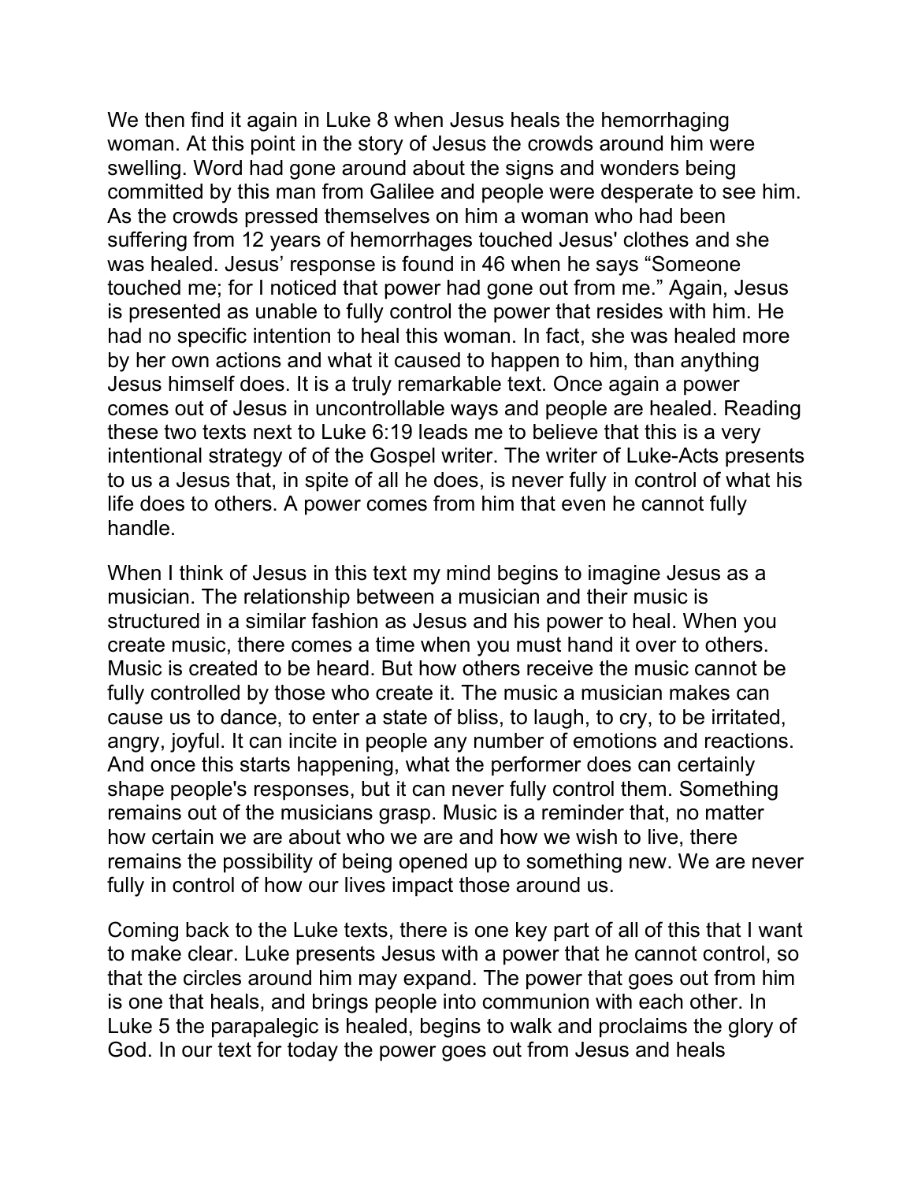We then find it again in Luke 8 when Jesus heals the hemorrhaging woman. At this point in the story of Jesus the crowds around him were swelling. Word had gone around about the signs and wonders being committed by this man from Galilee and people were desperate to see him. As the crowds pressed themselves on him a woman who had been suffering from 12 years of hemorrhages touched Jesus' clothes and she was healed. Jesus' response is found in 46 when he says "Someone touched me; for I noticed that power had gone out from me." Again, Jesus is presented as unable to fully control the power that resides with him. He had no specific intention to heal this woman. In fact, she was healed more by her own actions and what it caused to happen to him, than anything Jesus himself does. It is a truly remarkable text. Once again a power comes out of Jesus in uncontrollable ways and people are healed. Reading these two texts next to Luke 6:19 leads me to believe that this is a very intentional strategy of of the Gospel writer. The writer of Luke-Acts presents to us a Jesus that, in spite of all he does, is never fully in control of what his life does to others. A power comes from him that even he cannot fully handle.

When I think of Jesus in this text my mind begins to imagine Jesus as a musician. The relationship between a musician and their music is structured in a similar fashion as Jesus and his power to heal. When you create music, there comes a time when you must hand it over to others. Music is created to be heard. But how others receive the music cannot be fully controlled by those who create it. The music a musician makes can cause us to dance, to enter a state of bliss, to laugh, to cry, to be irritated, angry, joyful. It can incite in people any number of emotions and reactions. And once this starts happening, what the performer does can certainly shape people's responses, but it can never fully control them. Something remains out of the musicians grasp. Music is a reminder that, no matter how certain we are about who we are and how we wish to live, there remains the possibility of being opened up to something new. We are never fully in control of how our lives impact those around us.

Coming back to the Luke texts, there is one key part of all of this that I want to make clear. Luke presents Jesus with a power that he cannot control, so that the circles around him may expand. The power that goes out from him is one that heals, and brings people into communion with each other. In Luke 5 the parapalegic is healed, begins to walk and proclaims the glory of God. In our text for today the power goes out from Jesus and heals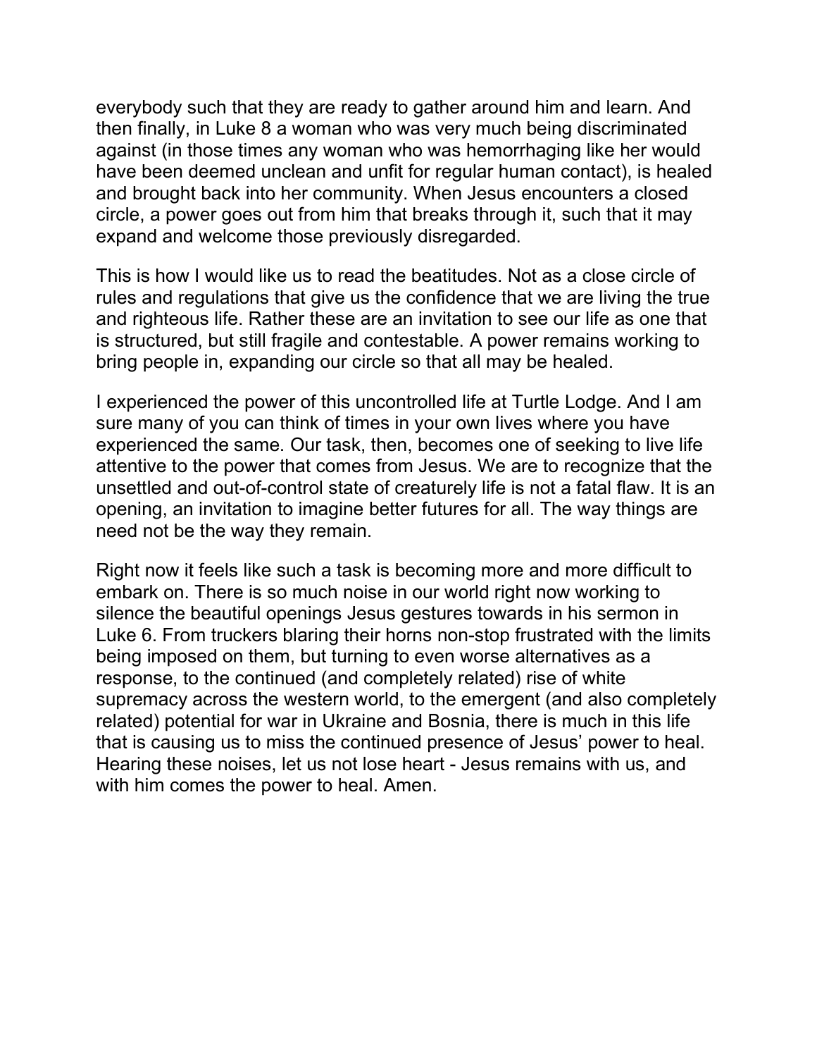everybody such that they are ready to gather around him and learn. And then finally, in Luke 8 a woman who was very much being discriminated against (in those times any woman who was hemorrhaging like her would have been deemed unclean and unfit for regular human contact), is healed and brought back into her community. When Jesus encounters a closed circle, a power goes out from him that breaks through it, such that it may expand and welcome those previously disregarded.

This is how I would like us to read the beatitudes. Not as a close circle of rules and regulations that give us the confidence that we are living the true and righteous life. Rather these are an invitation to see our life as one that is structured, but still fragile and contestable. A power remains working to bring people in, expanding our circle so that all may be healed.

I experienced the power of this uncontrolled life at Turtle Lodge. And I am sure many of you can think of times in your own lives where you have experienced the same. Our task, then, becomes one of seeking to live life attentive to the power that comes from Jesus. We are to recognize that the unsettled and out-of-control state of creaturely life is not a fatal flaw. It is an opening, an invitation to imagine better futures for all. The way things are need not be the way they remain.

Right now it feels like such a task is becoming more and more difficult to embark on. There is so much noise in our world right now working to silence the beautiful openings Jesus gestures towards in his sermon in Luke 6. From truckers blaring their horns non-stop frustrated with the limits being imposed on them, but turning to even worse alternatives as a response, to the continued (and completely related) rise of white supremacy across the western world, to the emergent (and also completely related) potential for war in Ukraine and Bosnia, there is much in this life that is causing us to miss the continued presence of Jesus' power to heal. Hearing these noises, let us not lose heart - Jesus remains with us, and with him comes the power to heal. Amen.